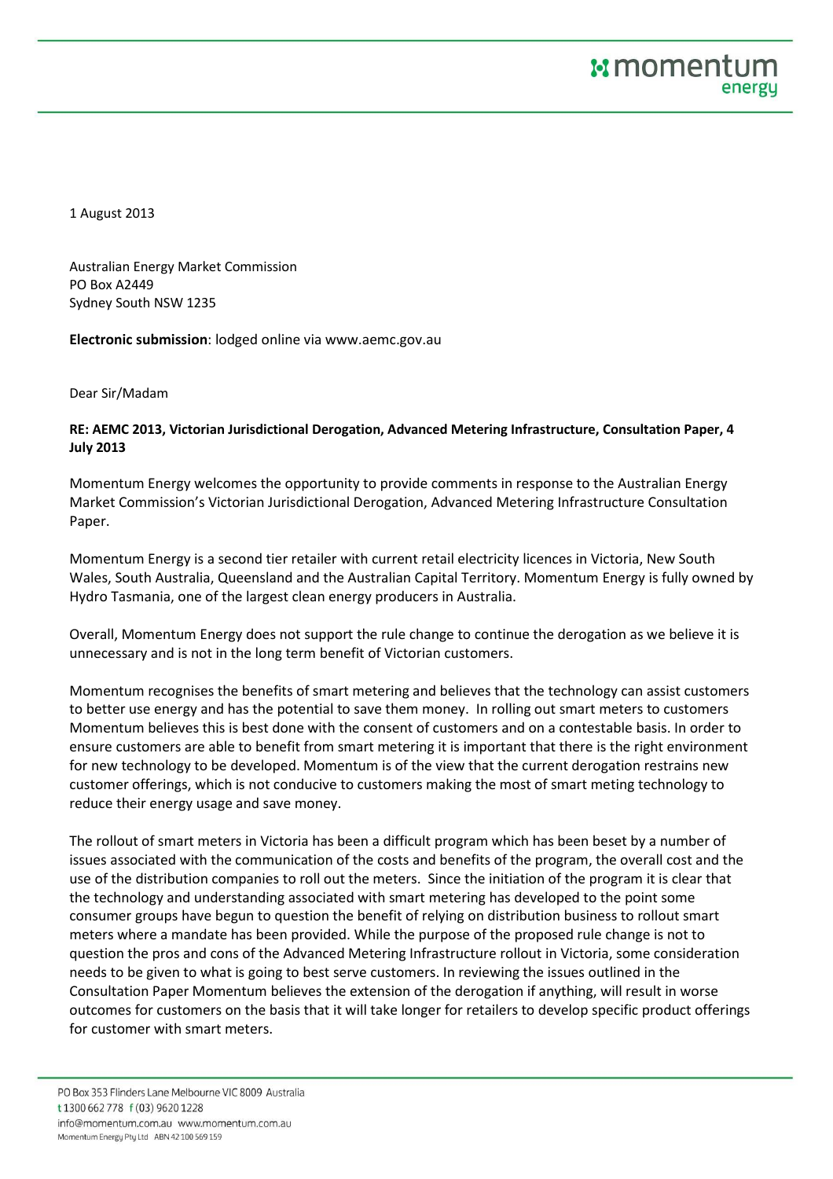1 August 2013

Australian Energy Market Commission
PO Box A2449
Sydney South NSW 1235

**Electronic submission**: lodged online via www.aemc.gov.au

Dear Sir/Madam

**RE: AEMC 2013, Victorian Jurisdictional Derogation, Advanced Metering Infrastructure, Consultation Paper, 4 July 2013**

Momentum Energy welcomes the opportunity to provide comments in response to the Australian Energy Market Commission's Victorian Jurisdictional Derogation, Advanced Metering Infrastructure Consultation Paper.

Momentum Energy is a second tier retailer with current retail electricity licences in Victoria, New South Wales, South Australia, Queensland and the Australian Capital Territory. Momentum Energy is fully owned by Hydro Tasmania, one of the largest clean energy producers in Australia.

Overall, Momentum Energy does not support the rule change to continue the derogation as we believe it is unnecessary and is not in the long term benefit of Victorian customers.

Momentum recognises the benefits of smart metering and believes that the technology can assist customers to better use energy and has the potential to save them money. In rolling out smart meters to customers Momentum believes this is best done with the consent of customers and on a contestable basis. In order to ensure customers are able to benefit from smart metering it is important that there is the right environment for new technology to be developed. Momentum is of the view that the current derogation restrains new customer offerings, which is not conducive to customers making the most of smart meting technology to reduce their energy usage and save money.

The rollout of smart meters in Victoria has been a difficult program which has been beset by a number of issues associated with the communication of the costs and benefits of the program, the overall cost and the use of the distribution companies to roll out the meters. Since the initiation of the program it is clear that the technology and understanding associated with smart metering has developed to the point some consumer groups have begun to question the benefit of relying on distribution business to rollout smart meters where a mandate has been provided. While the purpose of the proposed rule change is not to question the pros and cons of the Advanced Metering Infrastructure rollout in Victoria, some consideration needs to be given to what is going to best serve customers. In reviewing the issues outlined in the Consultation Paper Momentum believes the extension of the derogation if anything, will result in worse outcomes for customers on the basis that it will take longer for retailers to develop specific product offerings for customer with smart meters.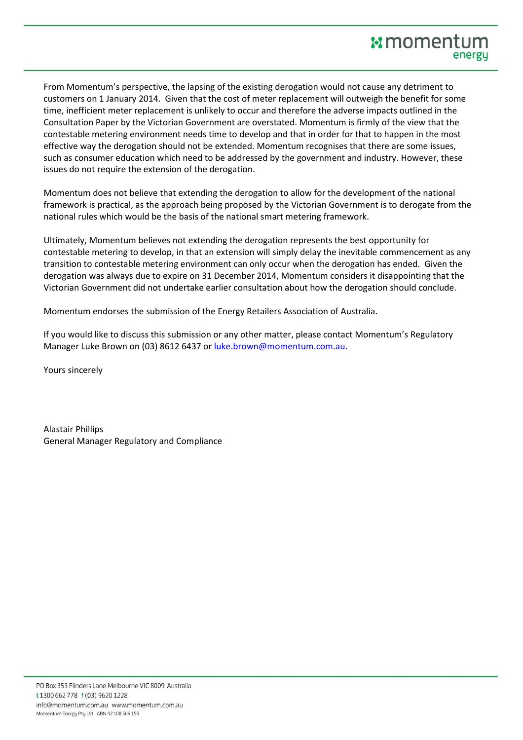From Momentum's perspective, the lapsing of the existing derogation would not cause any detriment to customers on 1 January 2014. Given that the cost of meter replacement will outweigh the benefit for some time, inefficient meter replacement is unlikely to occur and therefore the adverse impacts outlined in the Consultation Paper by the Victorian Government are overstated. Momentum is firmly of the view that the contestable metering environment needs time to develop and that in order for that to happen in the most effective way the derogation should not be extended. Momentum recognises that there are some issues, such as consumer education which need to be addressed by the government and industry. However, these issues do not require the extension of the derogation.

Momentum does not believe that extending the derogation to allow for the development of the national framework is practical, as the approach being proposed by the Victorian Government is to derogate from the national rules which would be the basis of the national smart metering framework.

Ultimately, Momentum believes not extending the derogation represents the best opportunity for contestable metering to develop, in that an extension will simply delay the inevitable commencement as any transition to contestable metering environment can only occur when the derogation has ended. Given the derogation was always due to expire on 31 December 2014, Momentum considers it disappointing that the Victorian Government did not undertake earlier consultation about how the derogation should conclude.

Momentum endorses the submission of the Energy Retailers Association of Australia.

If you would like to discuss this submission or any other matter, please contact Momentum's Regulatory Manager Luke Brown on (03) 8612 6437 or luke.brown@momentum.com.au.

Yours sincerely

Alastair Phillips
General Manager Regulatory and Compliance